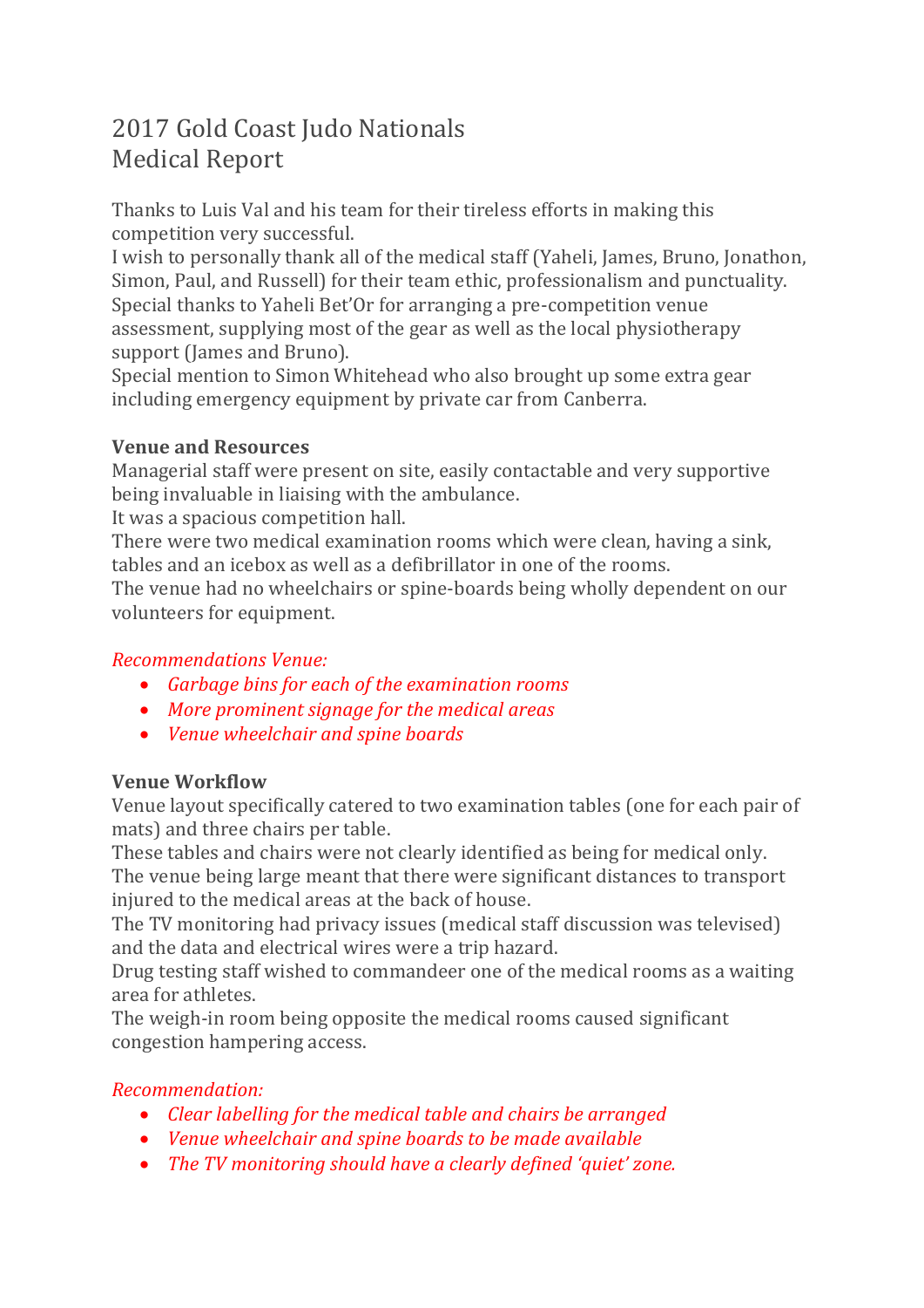# 2017 Gold Coast Judo Nationals
# Medical Report

Thanks to Luis Val and his team for their tireless efforts in making this competition very successful.
I wish to personally thank all of the medical staff (Yaheli, James, Bruno, Jonathon, Simon, Paul, and Russell) for their team ethic, professionalism and punctuality.
Special thanks to Yaheli Bet'Or for arranging a pre-competition venue assessment, supplying most of the gear as well as the local physiotherapy support (James and Bruno).
Special mention to Simon Whitehead who also brought up some extra gear including emergency equipment by private car from Canberra.

**Venue and Resources**

Managerial staff were present on site, easily contactable and very supportive being invaluable in liaising with the ambulance.
It was a spacious competition hall.
There were two medical examination rooms which were clean, having a sink, tables and an icebox as well as a defibrillator in one of the rooms.
The venue had no wheelchairs or spine-boards being wholly dependent on our volunteers for equipment.

*Recommendations Venue:*

- *Garbage bins for each of the examination rooms*
- *More prominent signage for the medical areas*
- *Venue wheelchair and spine boards*

**Venue Workflow**

Venue layout specifically catered to two examination tables (one for each pair of mats) and three chairs per table.
These tables and chairs were not clearly identified as being for medical only.
The venue being large meant that there were significant distances to transport injured to the medical areas at the back of house.
The TV monitoring had privacy issues (medical staff discussion was televised) and the data and electrical wires were a trip hazard.
Drug testing staff wished to commandeer one of the medical rooms as a waiting area for athletes.
The weigh-in room being opposite the medical rooms caused significant congestion hampering access.

*Recommendation:*

- *Clear labelling for the medical table and chairs be arranged*
- *Venue wheelchair and spine boards to be made available*
- *The TV monitoring should have a clearly defined 'quiet' zone.*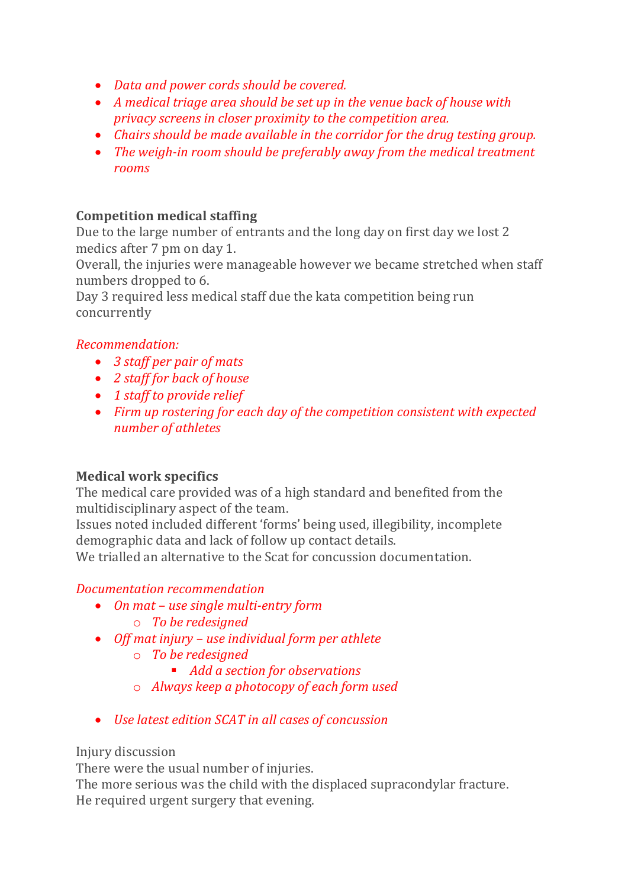- *Data and power cords should be covered.*
- *A medical triage area should be set up in the venue back of house with privacy screens in closer proximity to the competition area.*
- *Chairs should be made available in the corridor for the drug testing group.*
- *The weigh-in room should be preferably away from the medical treatment rooms*

**Competition medical staffing**

Due to the large number of entrants and the long day on first day we lost 2 medics after 7 pm on day 1.
Overall, the injuries were manageable however we became stretched when staff numbers dropped to 6.
Day 3 required less medical staff due the kata competition being run concurrently

*Recommendation:*

- *3 staff per pair of mats*
- *2 staff for back of house*
- *1 staff to provide relief*
- *Firm up rostering for each day of the competition consistent with expected number of athletes*

**Medical work specifics**

The medical care provided was of a high standard and benefited from the multidisciplinary aspect of the team.
Issues noted included different 'forms' being used, illegibility, incomplete demographic data and lack of follow up contact details.
We trialled an alternative to the Scat for concussion documentation.

*Documentation recommendation*

- *On mat – use single multi-entry form*
  - *To be redesigned*
- *Off mat injury – use individual form per athlete*
  - *To be redesigned*
    - *Add a section for observations*
  - *Always keep a photocopy of each form used*

- *Use latest edition SCAT in all cases of concussion*

Injury discussion

There were the usual number of injuries.
The more serious was the child with the displaced supracondylar fracture.
He required urgent surgery that evening.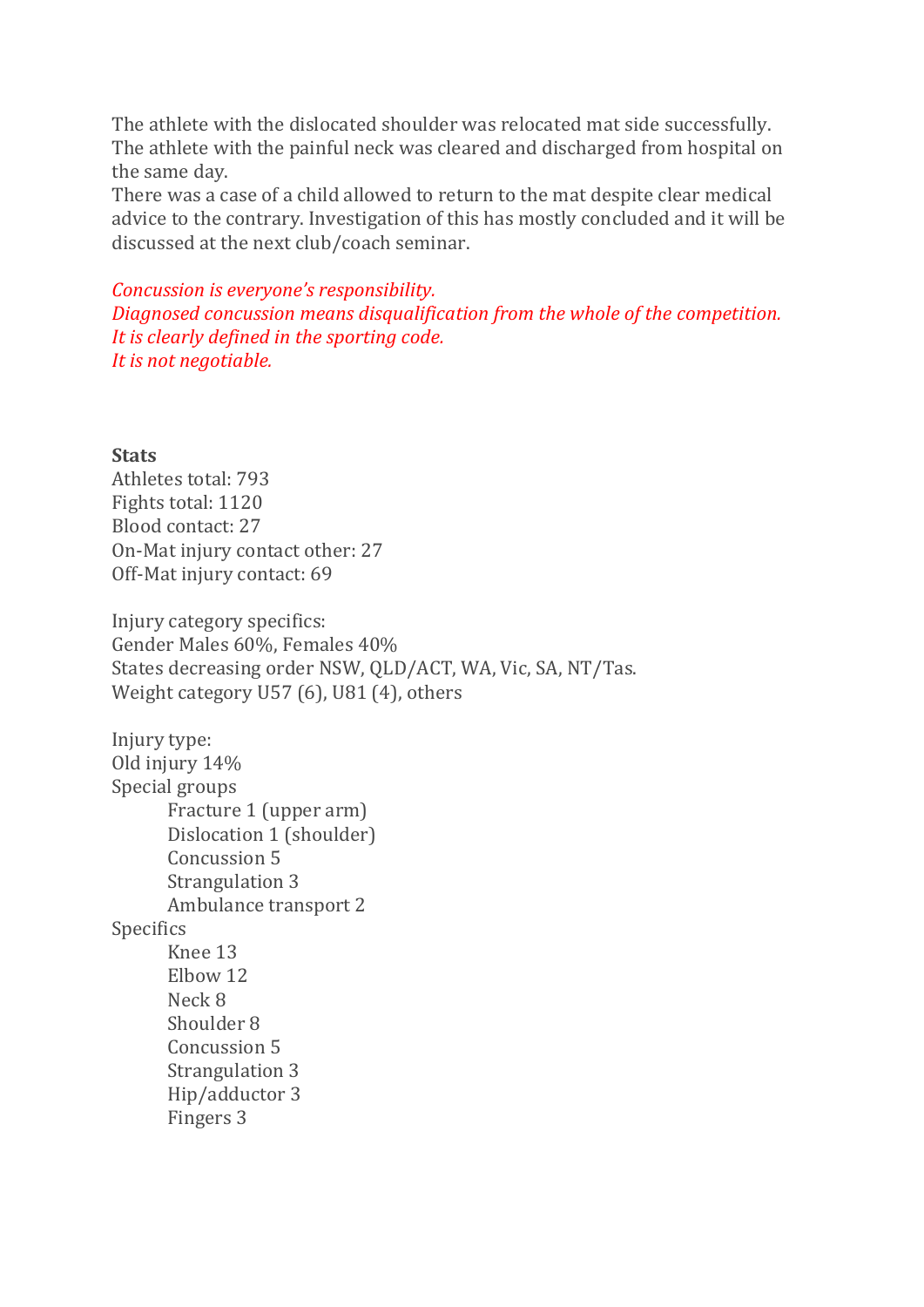The athlete with the dislocated shoulder was relocated mat side successfully.
The athlete with the painful neck was cleared and discharged from hospital on the same day.
There was a case of a child allowed to return to the mat despite clear medical advice to the contrary. Investigation of this has mostly concluded and it will be discussed at the next club/coach seminar.

*Concussion is everyone's responsibility.*
*Diagnosed concussion means disqualification from the whole of the competition.*
*It is clearly defined in the sporting code.*
*It is not negotiable.*

**Stats**
Athletes total: 793
Fights total: 1120
Blood contact: 27
On-Mat injury contact other: 27
Off-Mat injury contact: 69

Injury category specifics:
Gender Males 60%, Females 40%
States decreasing order NSW, QLD/ACT, WA, Vic, SA, NT/Tas.
Weight category U57 (6), U81 (4), others

Injury type:
Old injury 14%
Special groups
- Fracture 1 (upper arm)
- Dislocation 1 (shoulder)
- Concussion 5
- Strangulation 3
- Ambulance transport 2

Specifics
- Knee 13
- Elbow 12
- Neck 8
- Shoulder 8
- Concussion 5
- Strangulation 3
- Hip/adductor 3
- Fingers 3